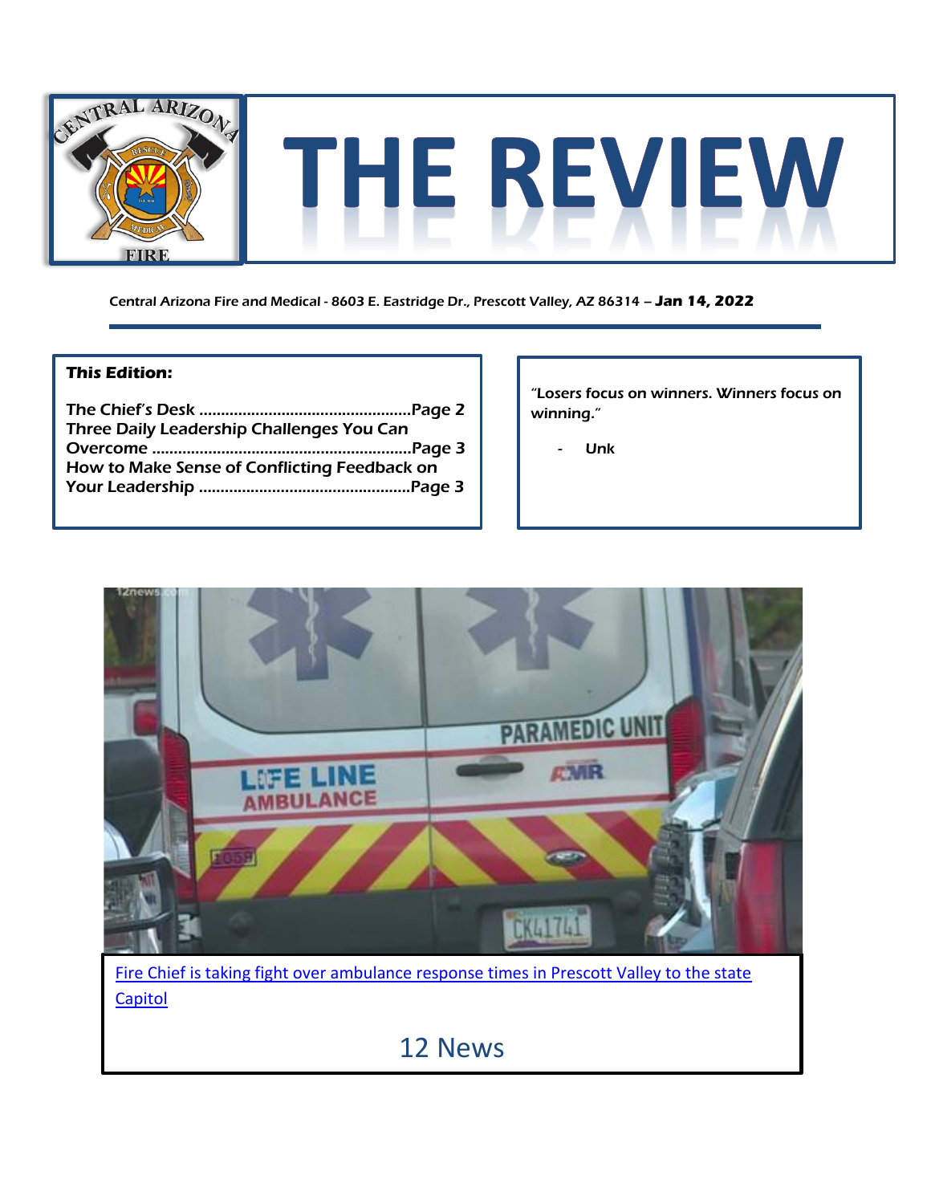# THE REVIEW

Central Arizona Fire and Medical - 8603 E. Eastridge Dr., Prescott Valley, AZ 86314 – **Jan 14, 2022**

---

**This Edition:**

The Chief's Desk ................................................Page 2
Three Daily Leadership Challenges You Can Overcome ...........................................................Page 3
How to Make Sense of Conflicting Feedback on Your Leadership ................................................Page 3

"Losers focus on winners. Winners focus on winning."

- Unk

[Fire Chief is taking fight over ambulance response times in Prescott Valley to the state Capitol]

12 News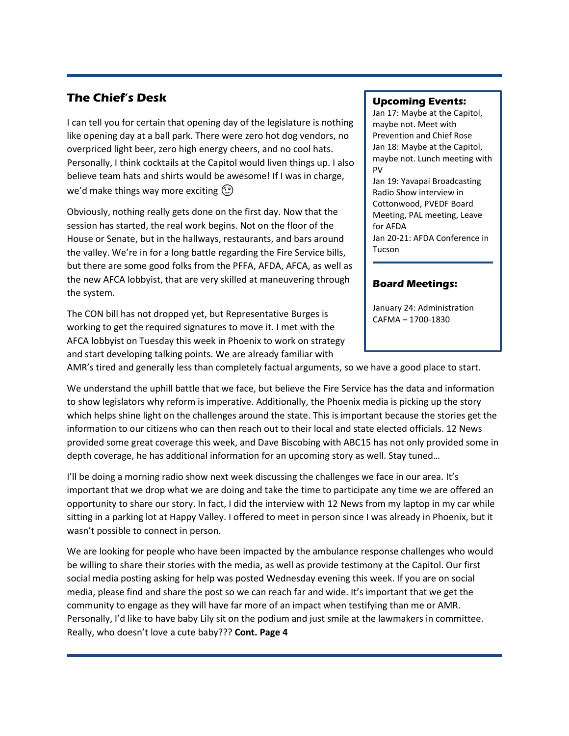## The Chief's Desk

I can tell you for certain that opening day of the legislature is nothing like opening day at a ball park. There were zero hot dog vendors, no overpriced light beer, zero high energy cheers, and no cool hats. Personally, I think cocktails at the Capitol would liven things up. I also believe team hats and shirts would be awesome! If I was in charge, we'd make things way more exciting 😉

Obviously, nothing really gets done on the first day. Now that the session has started, the real work begins. Not on the floor of the House or Senate, but in the hallways, restaurants, and bars around the valley. We're in for a long battle regarding the Fire Service bills, but there are some good folks from the PFFA, AFDA, AFCA, as well as the new AFCA lobbyist, that are very skilled at maneuvering through the system.

The CON bill has not dropped yet, but Representative Burges is working to get the required signatures to move it. I met with the AFCA lobbyist on Tuesday this week in Phoenix to work on strategy and start developing talking points. We are already familiar with AMR's tired and generally less than completely factual arguments, so we have a good place to start.

We understand the uphill battle that we face, but believe the Fire Service has the data and information to show legislators why reform is imperative. Additionally, the Phoenix media is picking up the story which helps shine light on the challenges around the state. This is important because the stories get the information to our citizens who can then reach out to their local and state elected officials. 12 News provided some great coverage this week, and Dave Biscobing with ABC15 has not only provided some in depth coverage, he has additional information for an upcoming story as well. Stay tuned…

I'll be doing a morning radio show next week discussing the challenges we face in our area. It's important that we drop what we are doing and take the time to participate any time we are offered an opportunity to share our story. In fact, I did the interview with 12 News from my laptop in my car while sitting in a parking lot at Happy Valley. I offered to meet in person since I was already in Phoenix, but it wasn't possible to connect in person.

We are looking for people who have been impacted by the ambulance response challenges who would be willing to share their stories with the media, as well as provide testimony at the Capitol. Our first social media posting asking for help was posted Wednesday evening this week. If you are on social media, please find and share the post so we can reach far and wide. It's important that we get the community to engage as they will have far more of an impact when testifying than me or AMR. Personally, I'd like to have baby Lily sit on the podium and just smile at the lawmakers in committee. Really, who doesn't love a cute baby??? **Cont. Page 4**

### Upcoming Events:

Jan 17: Maybe at the Capitol, maybe not. Meet with Prevention and Chief Rose
Jan 18: Maybe at the Capitol, maybe not. Lunch meeting with PV
Jan 19: Yavapai Broadcasting Radio Show interview in Cottonwood, PVEDF Board Meeting, PAL meeting, Leave for AFDA
Jan 20-21: AFDA Conference in Tucson

### Board Meetings:

January 24: Administration CAFMA – 1700-1830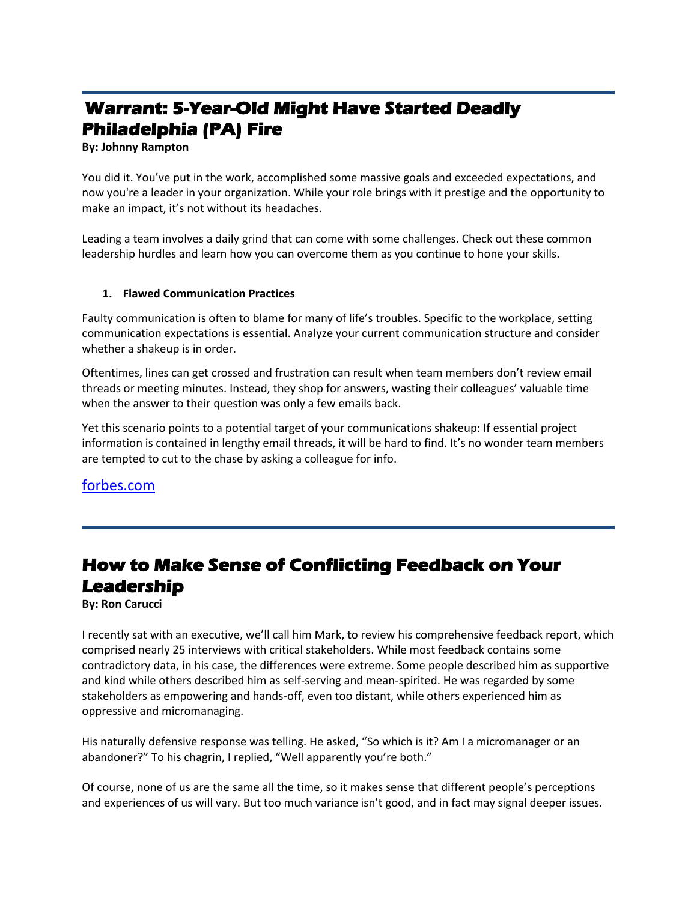## Warrant: 5-Year-Old Might Have Started Deadly Philadelphia (PA) Fire

**By: Johnny Rampton**

You did it. You've put in the work, accomplished some massive goals and exceeded expectations, and now you're a leader in your organization. While your role brings with it prestige and the opportunity to make an impact, it's not without its headaches.

Leading a team involves a daily grind that can come with some challenges. Check out these common leadership hurdles and learn how you can overcome them as you continue to hone your skills.

1. **Flawed Communication Practices**

Faulty communication is often to blame for many of life's troubles. Specific to the workplace, setting communication expectations is essential. Analyze your current communication structure and consider whether a shakeup is in order.

Oftentimes, lines can get crossed and frustration can result when team members don't review email threads or meeting minutes. Instead, they shop for answers, wasting their colleagues' valuable time when the answer to their question was only a few emails back.

Yet this scenario points to a potential target of your communications shakeup: If essential project information is contained in lengthy email threads, it will be hard to find. It's no wonder team members are tempted to cut to the chase by asking a colleague for info.

forbes.com

---

## How to Make Sense of Conflicting Feedback on Your Leadership

**By: Ron Carucci**

I recently sat with an executive, we'll call him Mark, to review his comprehensive feedback report, which comprised nearly 25 interviews with critical stakeholders. While most feedback contains some contradictory data, in his case, the differences were extreme. Some people described him as supportive and kind while others described him as self-serving and mean-spirited. He was regarded by some stakeholders as empowering and hands-off, even too distant, while others experienced him as oppressive and micromanaging.

His naturally defensive response was telling. He asked, "So which is it? Am I a micromanager or an abandoner?" To his chagrin, I replied, "Well apparently you're both."

Of course, none of us are the same all the time, so it makes sense that different people's perceptions and experiences of us will vary. But too much variance isn't good, and in fact may signal deeper issues.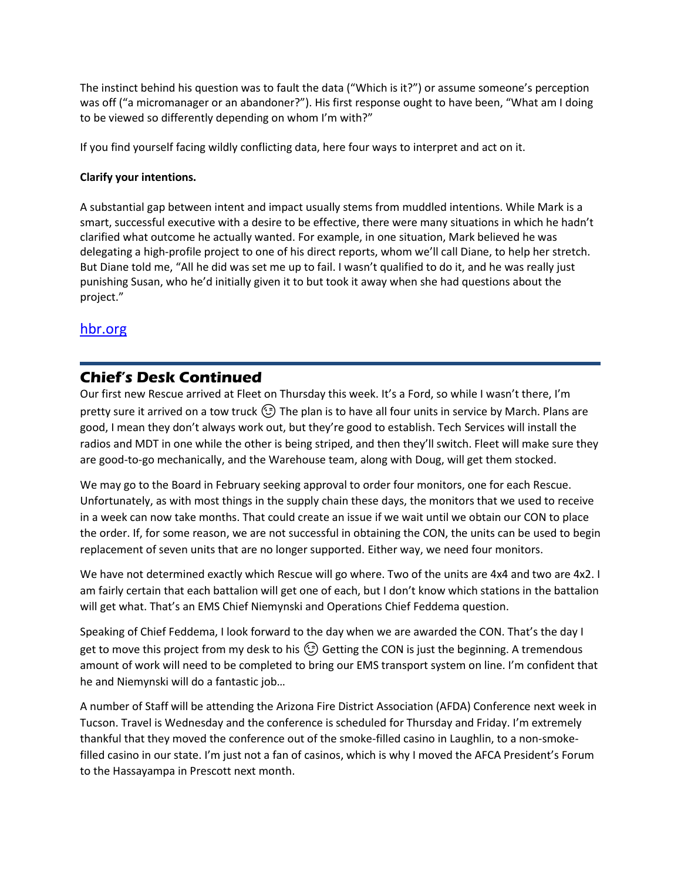The instinct behind his question was to fault the data ("Which is it?") or assume someone's perception was off ("a micromanager or an abandoner?"). His first response ought to have been, "What am I doing to be viewed so differently depending on whom I'm with?"

If you find yourself facing wildly conflicting data, here four ways to interpret and act on it.

**Clarify your intentions.**

A substantial gap between intent and impact usually stems from muddled intentions. While Mark is a smart, successful executive with a desire to be effective, there were many situations in which he hadn't clarified what outcome he actually wanted. For example, in one situation, Mark believed he was delegating a high-profile project to one of his direct reports, whom we'll call Diane, to help her stretch. But Diane told me, "All he did was set me up to fail. I wasn't qualified to do it, and he was really just punishing Susan, who he'd initially given it to but took it away when she had questions about the project."

[hbr.org](hbr.org)

## Chief's Desk Continued

Our first new Rescue arrived at Fleet on Thursday this week. It's a Ford, so while I wasn't there, I'm pretty sure it arrived on a tow truck 😉 The plan is to have all four units in service by March. Plans are good, I mean they don't always work out, but they're good to establish. Tech Services will install the radios and MDT in one while the other is being striped, and then they'll switch. Fleet will make sure they are good-to-go mechanically, and the Warehouse team, along with Doug, will get them stocked.

We may go to the Board in February seeking approval to order four monitors, one for each Rescue. Unfortunately, as with most things in the supply chain these days, the monitors that we used to receive in a week can now take months. That could create an issue if we wait until we obtain our CON to place the order. If, for some reason, we are not successful in obtaining the CON, the units can be used to begin replacement of seven units that are no longer supported. Either way, we need four monitors.

We have not determined exactly which Rescue will go where. Two of the units are 4x4 and two are 4x2. I am fairly certain that each battalion will get one of each, but I don't know which stations in the battalion will get what. That's an EMS Chief Niemynski and Operations Chief Feddema question.

Speaking of Chief Feddema, I look forward to the day when we are awarded the CON. That's the day I get to move this project from my desk to his 😉 Getting the CON is just the beginning. A tremendous amount of work will need to be completed to bring our EMS transport system on line. I'm confident that he and Niemynski will do a fantastic job…

A number of Staff will be attending the Arizona Fire District Association (AFDA) Conference next week in Tucson. Travel is Wednesday and the conference is scheduled for Thursday and Friday. I'm extremely thankful that they moved the conference out of the smoke-filled casino in Laughlin, to a non-smoke-filled casino in our state. I'm just not a fan of casinos, which is why I moved the AFCA President's Forum to the Hassayampa in Prescott next month.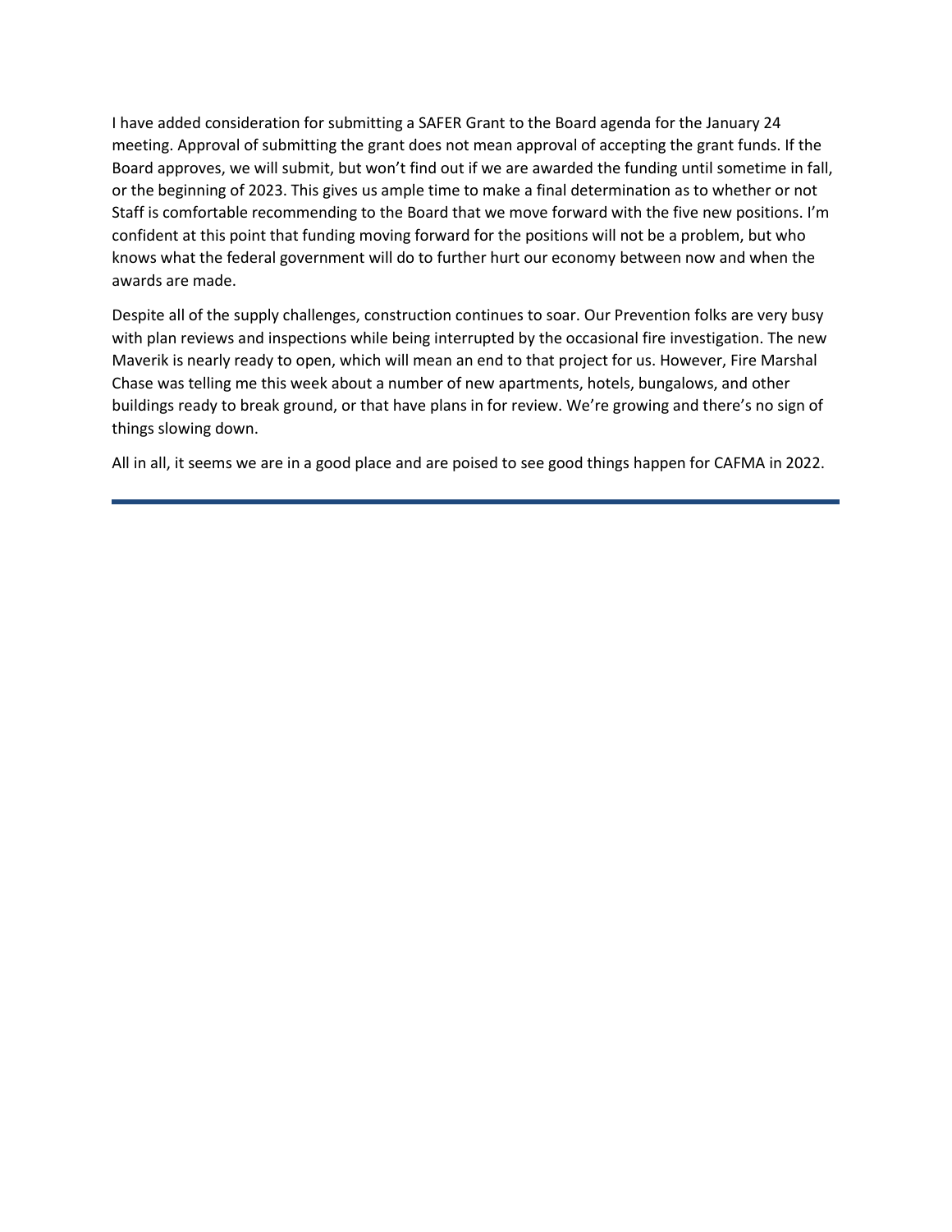I have added consideration for submitting a SAFER Grant to the Board agenda for the January 24 meeting. Approval of submitting the grant does not mean approval of accepting the grant funds. If the Board approves, we will submit, but won't find out if we are awarded the funding until sometime in fall, or the beginning of 2023. This gives us ample time to make a final determination as to whether or not Staff is comfortable recommending to the Board that we move forward with the five new positions. I'm confident at this point that funding moving forward for the positions will not be a problem, but who knows what the federal government will do to further hurt our economy between now and when the awards are made.

Despite all of the supply challenges, construction continues to soar. Our Prevention folks are very busy with plan reviews and inspections while being interrupted by the occasional fire investigation. The new Maverik is nearly ready to open, which will mean an end to that project for us. However, Fire Marshal Chase was telling me this week about a number of new apartments, hotels, bungalows, and other buildings ready to break ground, or that have plans in for review. We're growing and there's no sign of things slowing down.

All in all, it seems we are in a good place and are poised to see good things happen for CAFMA in 2022.

---